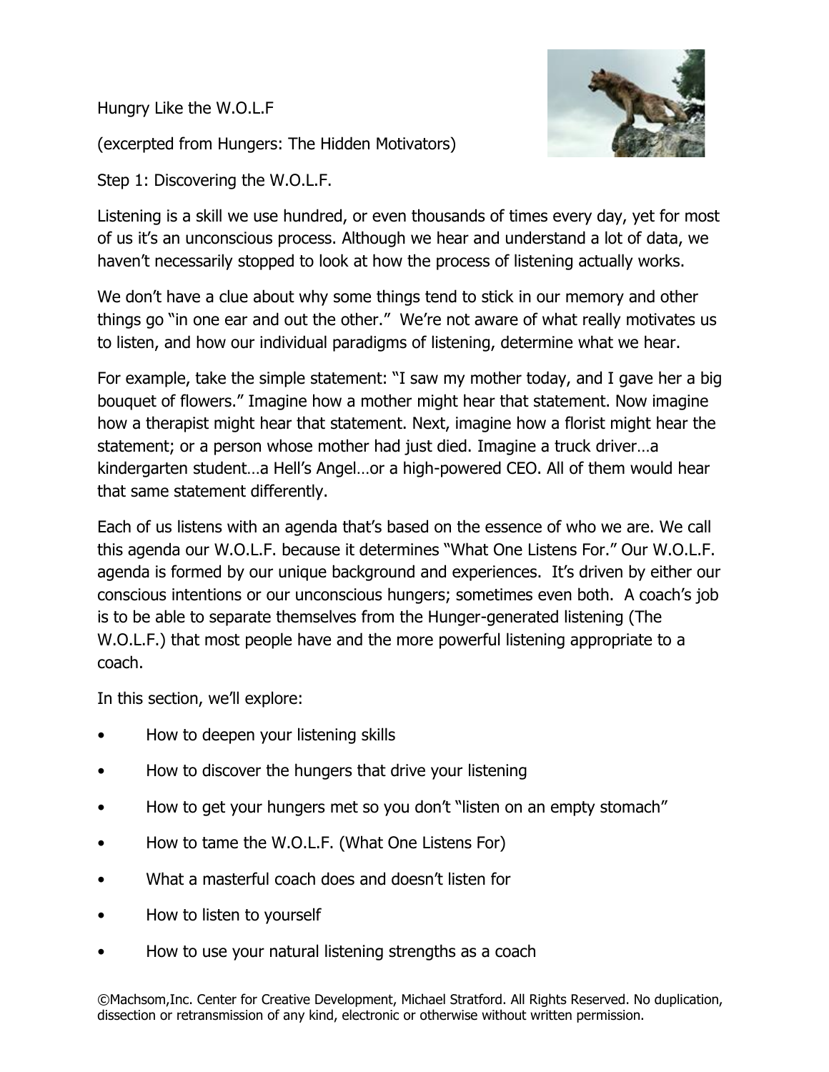# Hungry Like the W.O.L.F

(excerpted from Hungers: The Hidden Motivators)

## Step 1: Discovering the W.O.L.F.

Listening is a skill we use hundred, or even thousands of times every day, yet for most of us it's an unconscious process. Although we hear and understand a lot of data, we haven't necessarily stopped to look at how the process of listening actually works.

We don't have a clue about why some things tend to stick in our memory and other things go "in one ear and out the other." We're not aware of what really motivates us to listen, and how our individual paradigms of listening, determine what we hear.

For example, take the simple statement: "I saw my mother today, and I gave her a big bouquet of flowers." Imagine how a mother might hear that statement. Now imagine how a therapist might hear that statement. Next, imagine how a florist might hear the statement; or a person whose mother had just died. Imagine a truck driver…a kindergarten student…a Hell's Angel…or a high-powered CEO. All of them would hear that same statement differently.

Each of us listens with an agenda that's based on the essence of who we are. We call this agenda our W.O.L.F. because it determines "What One Listens For." Our W.O.L.F. agenda is formed by our unique background and experiences. It's driven by either our conscious intentions or our unconscious hungers; sometimes even both. A coach's job is to be able to separate themselves from the Hunger-generated listening (The W.O.L.F.) that most people have and the more powerful listening appropriate to a coach.

In this section, we'll explore:

- How to deepen your listening skills
- How to discover the hungers that drive your listening
- How to get your hungers met so you don't "listen on an empty stomach"
- How to tame the W.O.L.F. (What One Listens For)
- What a masterful coach does and doesn't listen for
- How to listen to yourself
- How to use your natural listening strengths as a coach

©Machsom,Inc. Center for Creative Development, Michael Stratford. All Rights Reserved. No duplication, dissection or retransmission of any kind, electronic or otherwise without written permission.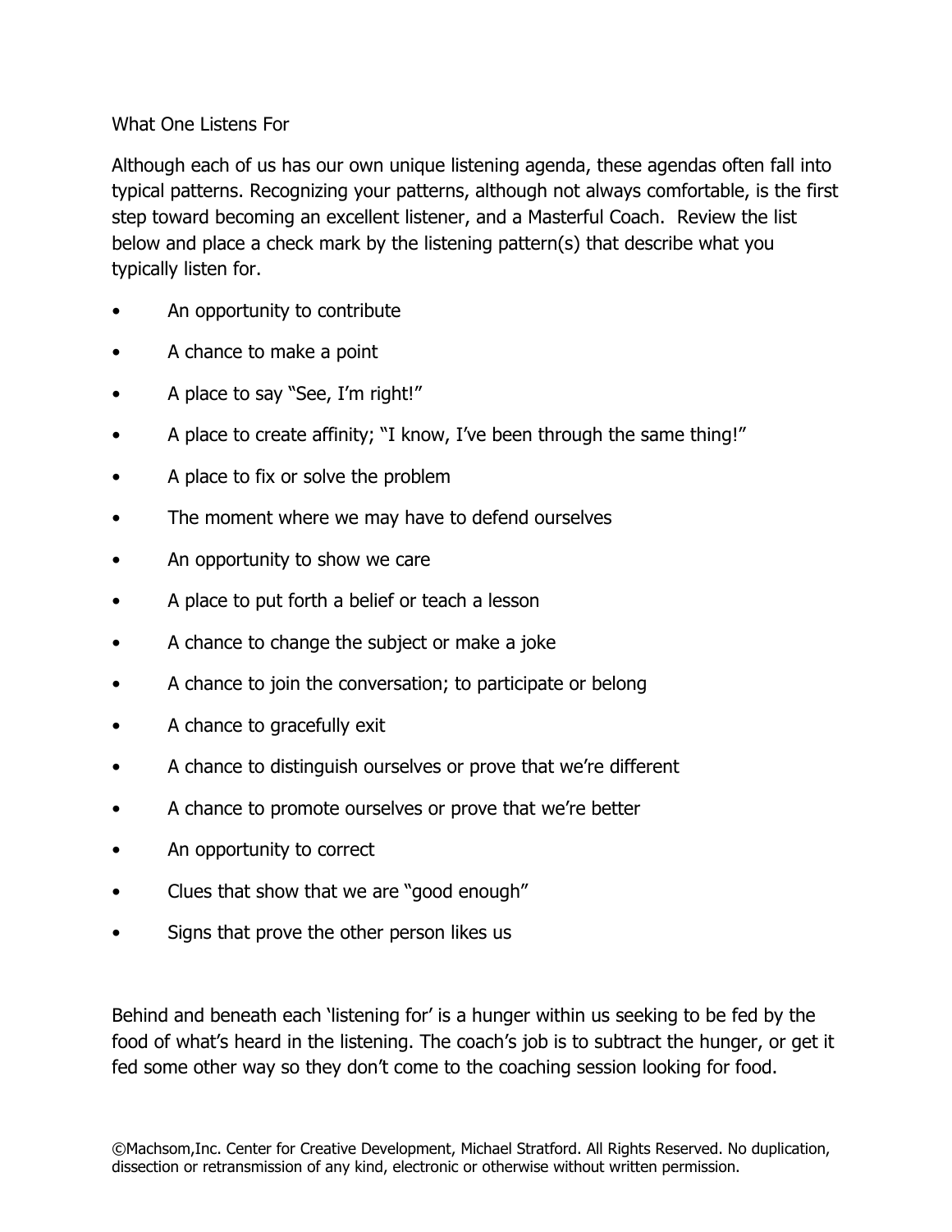What One Listens For

Although each of us has our own unique listening agenda, these agendas often fall into typical patterns. Recognizing your patterns, although not always comfortable, is the first step toward becoming an excellent listener, and a Masterful Coach. Review the list below and place a check mark by the listening pattern(s) that describe what you typically listen for.

- An opportunity to contribute
- A chance to make a point
- A place to say "See, I'm right!"
- A place to create affinity; "I know, I've been through the same thing!"
- A place to fix or solve the problem
- The moment where we may have to defend ourselves
- An opportunity to show we care
- A place to put forth a belief or teach a lesson
- A chance to change the subject or make a joke
- A chance to join the conversation; to participate or belong
- A chance to gracefully exit
- A chance to distinguish ourselves or prove that we're different
- A chance to promote ourselves or prove that we're better
- An opportunity to correct
- Clues that show that we are "good enough"
- Signs that prove the other person likes us

Behind and beneath each 'listening for' is a hunger within us seeking to be fed by the food of what's heard in the listening. The coach's job is to subtract the hunger, or get it fed some other way so they don't come to the coaching session looking for food.

©Machsom,Inc. Center for Creative Development, Michael Stratford. All Rights Reserved. No duplication, dissection or retransmission of any kind, electronic or otherwise without written permission.